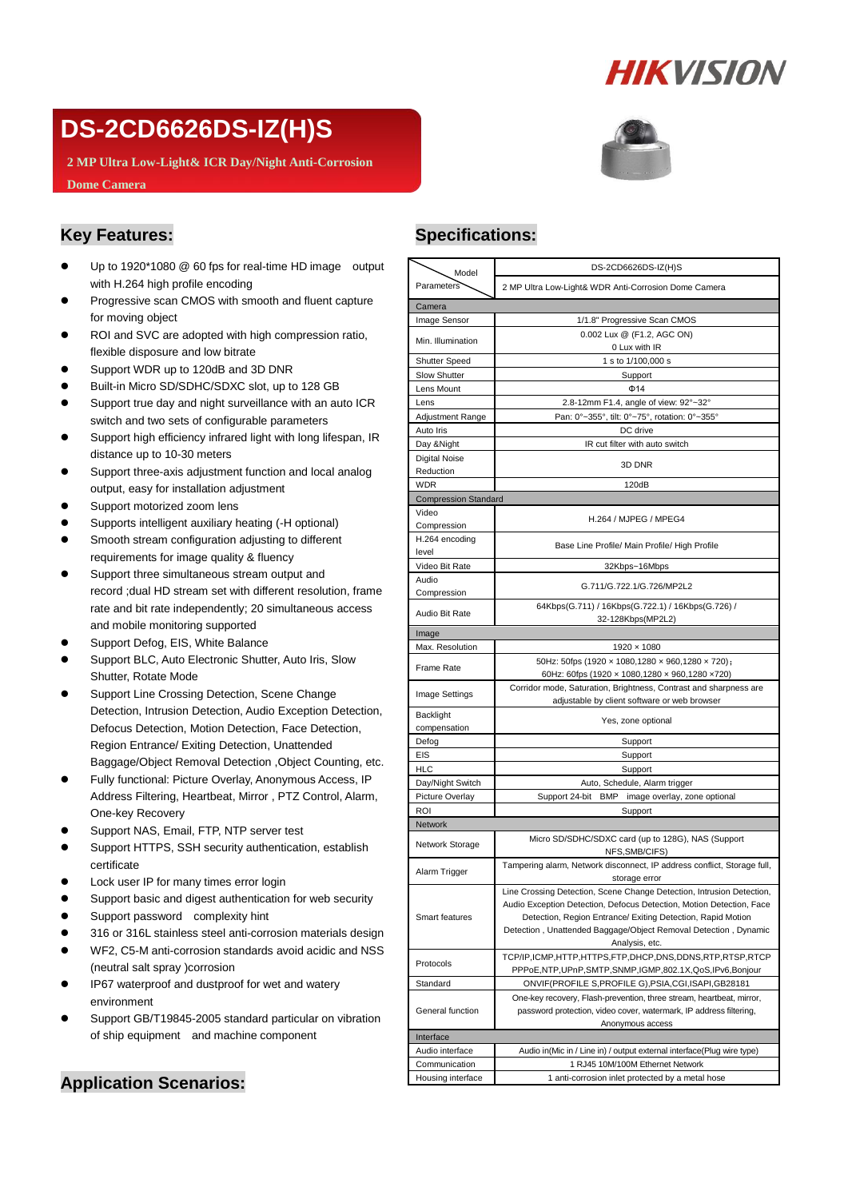HIKVISION

# DS-2CD6626DS-IZ(H)S

**2 MP Ultra Low-Light& ICR Day/Night Anti-Corrosion Dome Camera**

## Key Features:

- Up to 1920*1080 @ 60 fps for real-time HD image output with H.264 high profile encoding
- Progressive scan CMOS with smooth and fluent capture for moving object
- ROI and SVC are adopted with high compression ratio, flexible disposure and low bitrate
- Support WDR up to 120dB and 3D DNR
- Built-in Micro SD/SDHC/SDXC slot, up to 128 GB
- Support true day and night surveillance with an auto ICR switch and two sets of configurable parameters
- Support high efficiency infrared light with long lifespan, IR distance up to 10-30 meters
- Support three-axis adjustment function and local analog output, easy for installation adjustment
- Support motorized zoom lens
- Supports intelligent auxiliary heating (-H optional)
- Smooth stream configuration adjusting to different requirements for image quality & fluency
- Support three simultaneous stream output and record ;dual HD stream set with different resolution, frame rate and bit rate independently; 20 simultaneous access and mobile monitoring supported
- Support Defog, EIS, White Balance
- Support BLC, Auto Electronic Shutter, Auto Iris, Slow Shutter, Rotate Mode
- Support Line Crossing Detection, Scene Change Detection, Intrusion Detection, Audio Exception Detection, Defocus Detection, Motion Detection, Face Detection, Region Entrance/ Exiting Detection, Unattended Baggage/Object Removal Detection ,Object Counting, etc.
- Fully functional: Picture Overlay, Anonymous Access, IP Address Filtering, Heartbeat, Mirror , PTZ Control, Alarm, One-key Recovery
- Support NAS, Email, FTP, NTP server test
- Support HTTPS, SSH security authentication, establish certificate
- Lock user IP for many times error login
- Support basic and digest authentication for web security
- Support password complexity hint
- 316 or 316L stainless steel anti-corrosion materials design
- WF2, C5-M anti-corrosion standards avoid acidic and NSS (neutral salt spray )corrosion
- IP67 waterproof and dustproof for wet and watery environment
- Support GB/T19845-2005 standard particular on vibration of ship equipment and machine component

## Application Scenarios:

## Specifications:

| Parameters \ Model | DS-2CD6626DS-IZ(H)S |
|---|---|
| | 2 MP Ultra Low-Light& WDR Anti-Corrosion Dome Camera |
| **Camera** | |
| Image Sensor | 1/1.8" Progressive Scan CMOS |
| Min. Illumination | 0.002 Lux @ (F1.2, AGC ON)<br>0 Lux with IR |
| Shutter Speed | 1 s to 1/100,000 s |
| Slow Shutter | Support |
| Lens Mount | Φ14 |
| Lens | 2.8-12mm F1.4, angle of view: 92°~32° |
| Adjustment Range | Pan: 0°~355°, tilt: 0°~75°, rotation: 0°~355° |
| Auto Iris | DC drive |
| Day &Night | IR cut filter with auto switch |
| Digital Noise Reduction | 3D DNR |
| WDR | 120dB |
| **Compression Standard** | |
| Video Compression | H.264 / MJPEG / MPEG4 |
| H.264 encoding level | Base Line Profile/ Main Profile/ High Profile |
| Video Bit Rate | 32Kbps~16Mbps |
| Audio Compression | G.711/G.722.1/G.726/MP2L2 |
| Audio Bit Rate | 64Kbps(G.711) / 16Kbps(G.722.1) / 16Kbps(G.726) / 32-128Kbps(MP2L2) |
| **Image** | |
| Max. Resolution | 1920 × 1080 |
| Frame Rate | 50Hz: 50fps (1920 × 1080,1280 × 960,1280 × 720)；<br>60Hz: 60fps (1920 × 1080,1280 × 960,1280 ×720) |
| Image Settings | Corridor mode, Saturation, Brightness, Contrast and sharpness are adjustable by client software or web browser |
| Backlight compensation | Yes, zone optional |
| Defog | Support |
| EIS | Support |
| HLC | Support |
| Day/Night Switch | Auto, Schedule, Alarm trigger |
| Picture Overlay | Support 24-bit BMP image overlay, zone optional |
| ROI | Support |
| **Network** | |
| Network Storage | Micro SD/SDHC/SDXC card (up to 128G), NAS (Support NFS,SMB/CIFS) |
| Alarm Trigger | Tampering alarm, Network disconnect, IP address conflict, Storage full, storage error |
| Smart features | Line Crossing Detection, Scene Change Detection, Intrusion Detection, Audio Exception Detection, Defocus Detection, Motion Detection, Face Detection, Region Entrance/ Exiting Detection, Rapid Motion Detection , Unattended Baggage/Object Removal Detection , Dynamic Analysis, etc. |
| Protocols | TCP/IP,ICMP,HTTP,HTTPS,FTP,DHCP,DNS,DDNS,RTP,RTSP,RTCP PPPoE,NTP,UPnP,SMTP,SNMP,IGMP,802.1X,QoS,IPv6,Bonjour |
| Standard | ONVIF(PROFILE S,PROFILE G),PSIA,CGI,ISAPI,GB28181 |
| General function | One-key recovery, Flash-prevention, three stream, heartbeat, mirror, password protection, video cover, watermark, IP address filtering, Anonymous access |
| **Interface** | |
| Audio interface | Audio in(Mic in / Line in) / output external interface(Plug wire type) |
| Communication | 1 RJ45 10M/100M Ethernet Network |
| Housing interface | 1 anti-corrosion inlet protected by a metal hose |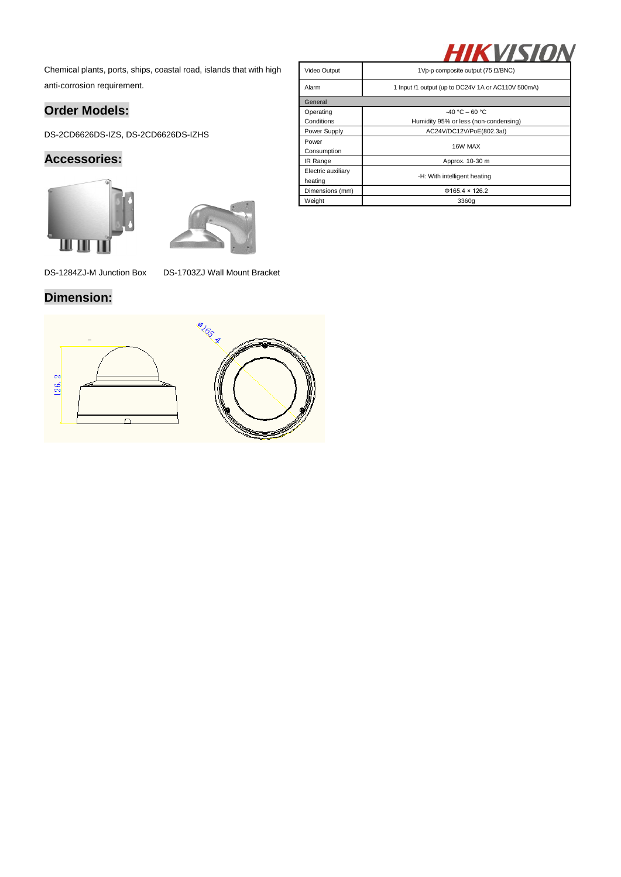Chemical plants, ports, ships, coastal road, islands that with high anti-corrosion requirement.

## Order Models:

DS-2CD6626DS-IZS, DS-2CD6626DS-IZHS

## Accessories:

DS-1284ZJ-M Junction Box

DS-1703ZJ Wall Mount Bracket

## Dimension:

Ø165.4

126.2

| | |
|---|---|
| Video Output | 1Vp-p composite output (75 Ω/BNC) |
| Alarm | 1 Input /1 output (up to DC24V 1A or AC110V 500mA) |
| **General** | |
| Operating Conditions | -40 °C – 60 °C<br>Humidity 95% or less (non-condensing) |
| Power Supply | AC24V/DC12V/PoE(802.3at) |
| Power Consumption | 16W MAX |
| IR Range | Approx. 10-30 m |
| Electric auxiliary heating | -H: With intelligent heating |
| Dimensions (mm) | Φ165.4 × 126.2 |
| Weight | 3360g |